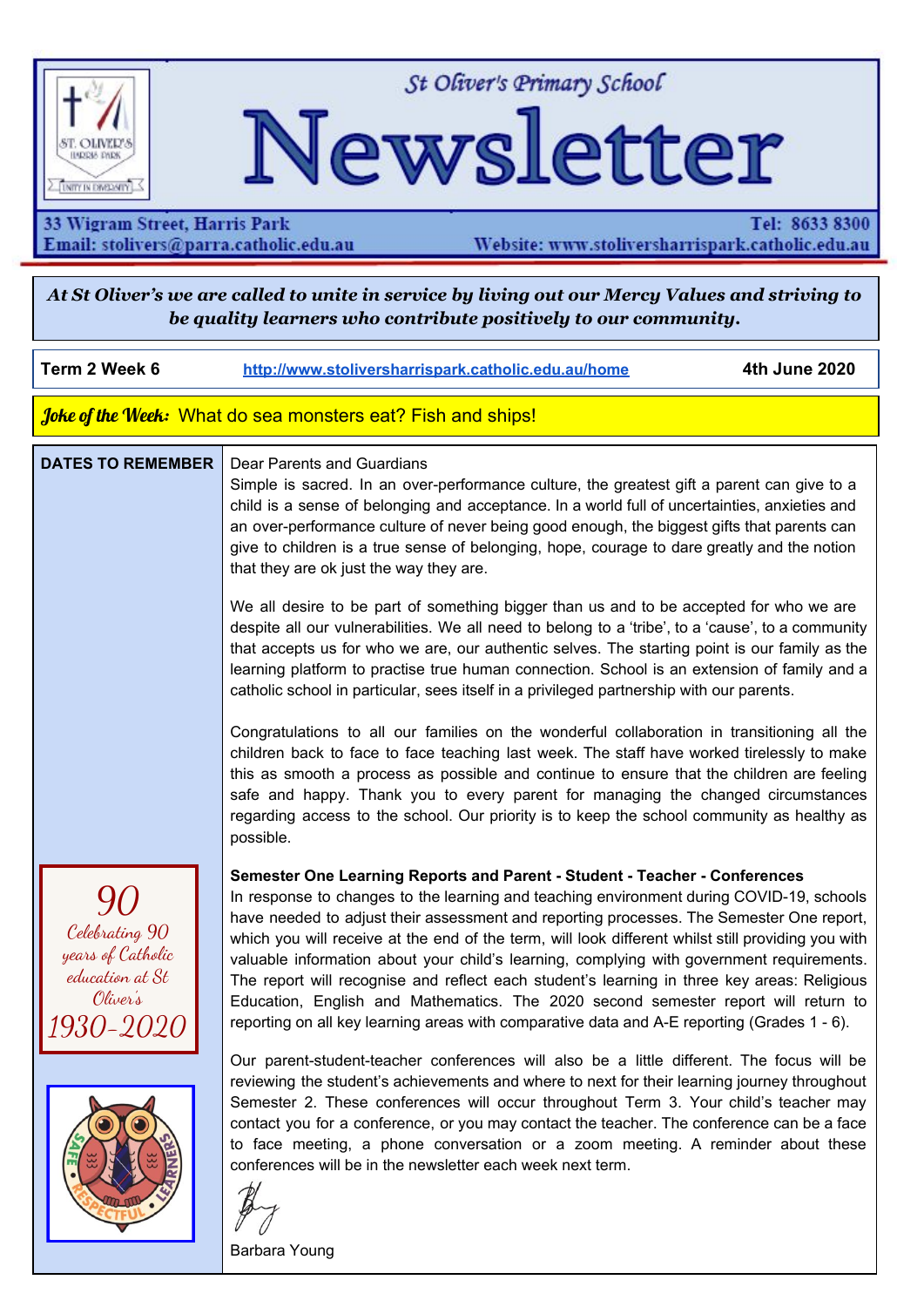# St Oliver's Primary School Newsletter

33 Wigram Street, Harris Park
Email: stolivers@parra.catholic.edu.au

Tel: 8633 8300
Website: www.stolivershrrispark.catholic.edu.au

***At St Oliver's we are called to unite in service by living out our Mercy Values and striving to be quality learners who contribute positively to our community.***

**Term 2 Week 6** | http://www.stolivershrrispark.catholic.edu.au/home | **4th June 2020**

***Joke of the Week:*** What do sea monsters eat? Fish and ships!

**DATES TO REMEMBER**

*90 Celebrating 90 years of Catholic education at St Oliver's 1930-2020*

Dear Parents and Guardians

Simple is sacred. In an over-performance culture, the greatest gift a parent can give to a child is a sense of belonging and acceptance. In a world full of uncertainties, anxieties and an over-performance culture of never being good enough, the biggest gifts that parents can give to children is a true sense of belonging, hope, courage to dare greatly and the notion that they are ok just the way they are.

We all desire to be part of something bigger than us and to be accepted for who we are despite all our vulnerabilities. We all need to belong to a 'tribe', to a 'cause', to a community that accepts us for who we are, our authentic selves. The starting point is our family as the learning platform to practise true human connection. School is an extension of family and a catholic school in particular, sees itself in a privileged partnership with our parents.

Congratulations to all our families on the wonderful collaboration in transitioning all the children back to face to face teaching last week. The staff have worked tirelessly to make this as smooth a process as possible and continue to ensure that the children are feeling safe and happy. Thank you to every parent for managing the changed circumstances regarding access to the school. Our priority is to keep the school community as healthy as possible.

**Semester One Learning Reports and Parent - Student - Teacher - Conferences**

In response to changes to the learning and teaching environment during COVID-19, schools have needed to adjust their assessment and reporting processes. The Semester One report, which you will receive at the end of the term, will look different whilst still providing you with valuable information about your child's learning, complying with government requirements. The report will recognise and reflect each student's learning in three key areas: Religious Education, English and Mathematics. The 2020 second semester report will return to reporting on all key learning areas with comparative data and A-E reporting (Grades 1 - 6).

Our parent-student-teacher conferences will also be a little different. The focus will be reviewing the student's achievements and where to next for their learning journey throughout Semester 2. These conferences will occur throughout Term 3. Your child's teacher may contact you for a conference, or you may contact the teacher. The conference can be a face to face meeting, a phone conversation or a zoom meeting. A reminder about these conferences will be in the newsletter each week next term.

Barbara Young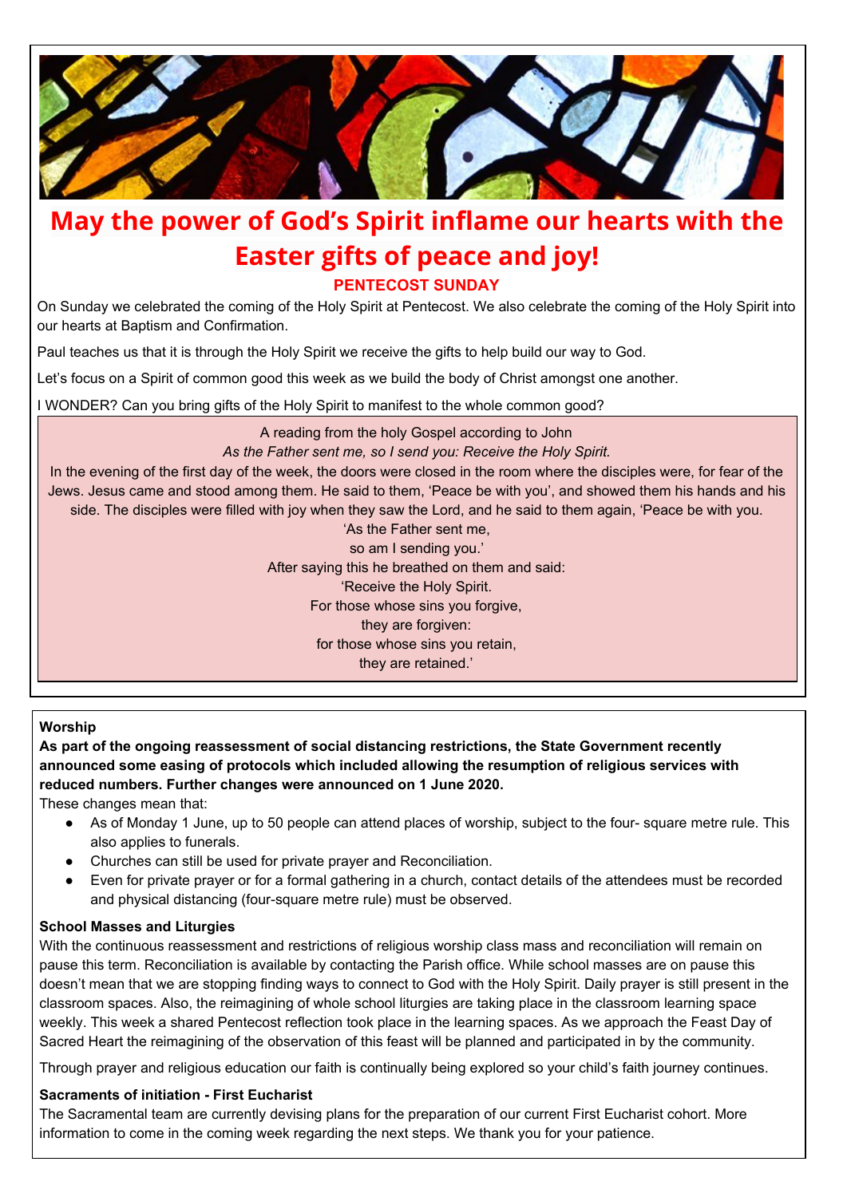# May the power of God's Spirit inflame our hearts with the Easter gifts of peace and joy!

## PENTECOST SUNDAY

On Sunday we celebrated the coming of the Holy Spirit at Pentecost. We also celebrate the coming of the Holy Spirit into our hearts at Baptism and Confirmation.

Paul teaches us that it is through the Holy Spirit we receive the gifts to help build our way to God.

Let's focus on a Spirit of common good this week as we build the body of Christ amongst one another.

I WONDER? Can you bring gifts of the Holy Spirit to manifest to the whole common good?

A reading from the holy Gospel according to John

*As the Father sent me, so I send you: Receive the Holy Spirit.*

In the evening of the first day of the week, the doors were closed in the room where the disciples were, for fear of the Jews. Jesus came and stood among them. He said to them, 'Peace be with you', and showed them his hands and his side. The disciples were filled with joy when they saw the Lord, and he said to them again, 'Peace be with you.

'As the Father sent me,
so am I sending you.'
After saying this he breathed on them and said:
'Receive the Holy Spirit.
For those whose sins you forgive,
they are forgiven:
for those whose sins you retain,
they are retained.'

**Worship**

**As part of the ongoing reassessment of social distancing restrictions, the State Government recently announced some easing of protocols which included allowing the resumption of religious services with reduced numbers. Further changes were announced on 1 June 2020.**

These changes mean that:

- As of Monday 1 June, up to 50 people can attend places of worship, subject to the four- square metre rule. This also applies to funerals.
- Churches can still be used for private prayer and Reconciliation.
- Even for private prayer or for a formal gathering in a church, contact details of the attendees must be recorded and physical distancing (four-square metre rule) must be observed.

**School Masses and Liturgies**

With the continuous reassessment and restrictions of religious worship class mass and reconciliation will remain on pause this term. Reconciliation is available by contacting the Parish office. While school masses are on pause this doesn't mean that we are stopping finding ways to connect to God with the Holy Spirit. Daily prayer is still present in the classroom spaces. Also, the reimagining of whole school liturgies are taking place in the classroom learning space weekly. This week a shared Pentecost reflection took place in the learning spaces. As we approach the Feast Day of Sacred Heart the reimagining of the observation of this feast will be planned and participated in by the community.

Through prayer and religious education our faith is continually being explored so your child's faith journey continues.

**Sacraments of initiation - First Eucharist**

The Sacramental team are currently devising plans for the preparation of our current First Eucharist cohort. More information to come in the coming week regarding the next steps. We thank you for your patience.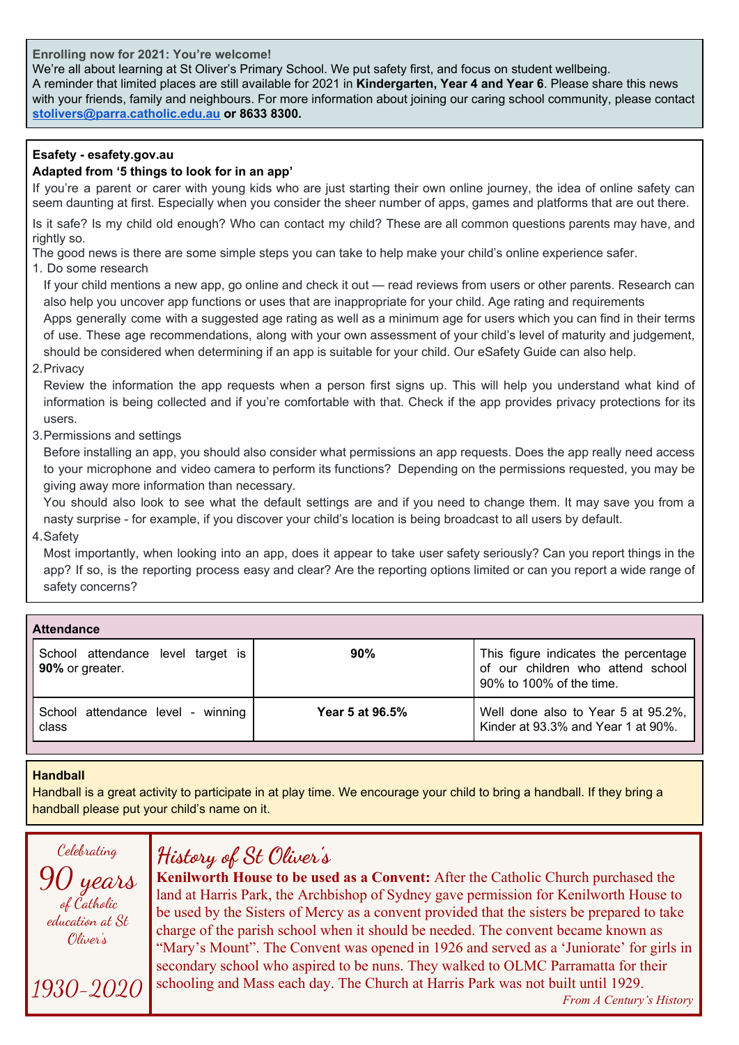**Enrolling now for 2021: You're welcome!**

We're all about learning at St Oliver's Primary School. We put safety first, and focus on student wellbeing. A reminder that limited places are still available for 2021 in **Kindergarten, Year 4 and Year 6**. Please share this news with your friends, family and neighbours. For more information about joining our caring school community, please contact **stolivers@parra.catholic.edu.au or 8633 8300.**

**Esafety - esafety.gov.au**

**Adapted from '5 things to look for in an app'**

If you're a parent or carer with young kids who are just starting their own online journey, the idea of online safety can seem daunting at first. Especially when you consider the sheer number of apps, games and platforms that are out there.

Is it safe? Is my child old enough? Who can contact my child? These are all common questions parents may have, and rightly so.

The good news is there are some simple steps you can take to help make your child's online experience safer.

1. Do some research

   If your child mentions a new app, go online and check it out — read reviews from users or other parents. Research can also help you uncover app functions or uses that are inappropriate for your child. Age rating and requirements

   Apps generally come with a suggested age rating as well as a minimum age for users which you can find in their terms of use. These age recommendations, along with your own assessment of your child's level of maturity and judgement, should be considered when determining if an app is suitable for your child. Our eSafety Guide can also help.

2. Privacy

   Review the information the app requests when a person first signs up. This will help you understand what kind of information is being collected and if you're comfortable with that. Check if the app provides privacy protections for its users.

3. Permissions and settings

   Before installing an app, you should also consider what permissions an app requests. Does the app really need access to your microphone and video camera to perform its functions? Depending on the permissions requested, you may be giving away more information than necessary.

   You should also look to see what the default settings are and if you need to change them. It may save you from a nasty surprise - for example, if you discover your child's location is being broadcast to all users by default.

4. Safety

   Most importantly, when looking into an app, does it appear to take user safety seriously? Can you report things in the app? If so, is the reporting process easy and clear? Are the reporting options limited or can you report a wide range of safety concerns?

**Attendance**

| | | |
|---|---|---|
| School attendance level target is **90%** or greater. | **90%** | This figure indicates the percentage of our children who attend school 90% to 100% of the time. |
| School attendance level - winning class | **Year 5 at 96.5%** | Well done also to Year 5 at 95.2%, Kinder at 93.3% and Year 1 at 90%. |

**Handball**

Handball is a great activity to participate in at play time. We encourage your child to bring a handball. If they bring a handball please put your child's name on it.

*Celebrating*
*90 years*
*of Catholic education at St Oliver's*
*1930-2020*

## History of St Oliver's

**Kenilworth House to be used as a Convent:** After the Catholic Church purchased the land at Harris Park, the Archbishop of Sydney gave permission for Kenilworth House to be used by the Sisters of Mercy as a convent provided that the sisters be prepared to take charge of the parish school when it should be needed. The convent became known as "Mary's Mount". The Convent was opened in 1926 and served as a 'Juniorate' for girls in secondary school who aspired to be nuns. They walked to OLMC Parramatta for their schooling and Mass each day. The Church at Harris Park was not built until 1929.

*From A Century's History*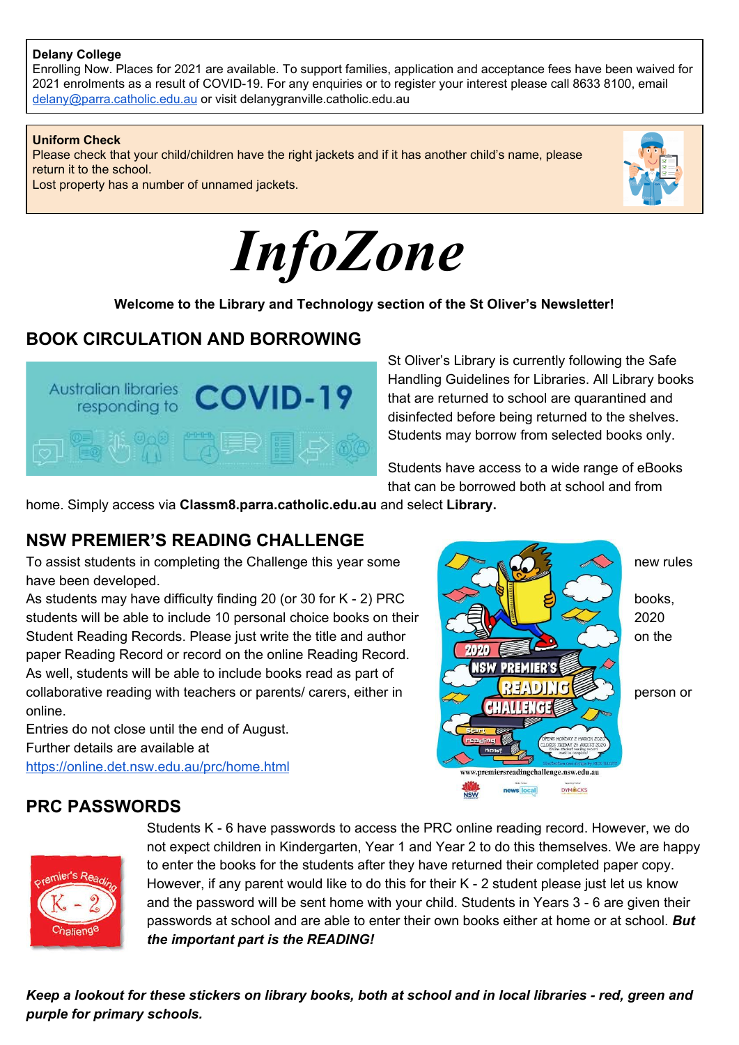**Delany College**
Enrolling Now. Places for 2021 are available. To support families, application and acceptance fees have been waived for 2021 enrolments as a result of COVID-19. For any enquiries or to register your interest please call 8633 8100, email delany@parra.catholic.edu.au or visit delanygranville.catholic.edu.au

**Uniform Check**
Please check that your child/children have the right jackets and if it has another child's name, please return it to the school.
Lost property has a number of unnamed jackets.

# *InfoZone*

**Welcome to the Library and Technology section of the St Oliver's Newsletter!**

## BOOK CIRCULATION AND BORROWING

St Oliver's Library is currently following the Safe Handling Guidelines for Libraries. All Library books that are returned to school are quarantined and disinfected before being returned to the shelves. Students may borrow from selected books only.

Students have access to a wide range of eBooks that can be borrowed both at school and from home. Simply access via **Classm8.parra.catholic.edu.au** and select **Library.**

## NSW PREMIER'S READING CHALLENGE

To assist students in completing the Challenge this year some new rules have been developed.
As students may have difficulty finding 20 (or 30 for K - 2) PRC books, students will be able to include 10 personal choice books on their 2020 Student Reading Records. Please just write the title and author on the paper Reading Record or record on the online Reading Record.
As well, students will be able to include books read as part of collaborative reading with teachers or parents/ carers, either in person or online.
Entries do not close until the end of August.
Further details are available at
https://online.det.nsw.edu.au/prc/home.html

## PRC PASSWORDS

Students K - 6 have passwords to access the PRC online reading record. However, we do not expect children in Kindergarten, Year 1 and Year 2 to do this themselves. We are happy to enter the books for the students after they have returned their completed paper copy. However, if any parent would like to do this for their K - 2 student please just let us know and the password will be sent home with your child. Students in Years 3 - 6 are given their passwords at school and are able to enter their own books either at home or at school. ***But the important part is the READING!***

***Keep a lookout for these stickers on library books, both at school and in local libraries - red, green and purple for primary schools.***